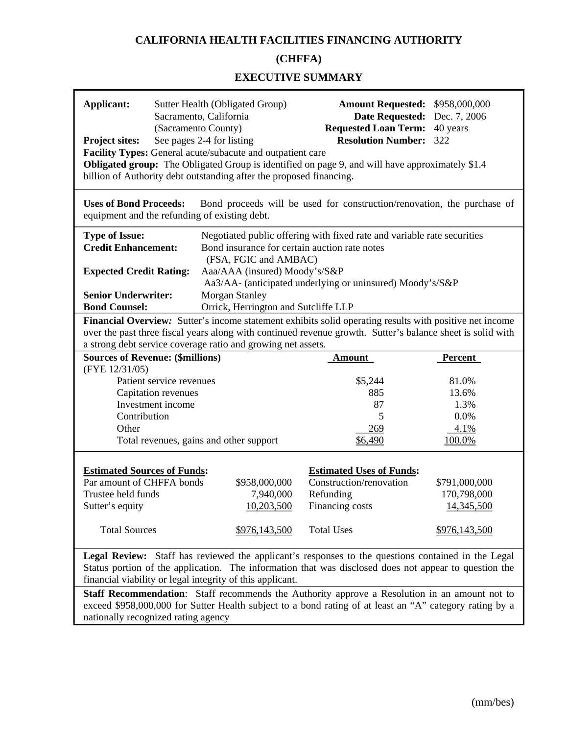# CALIFORNIA HEALTH FACILITIES FINANCING AUTHORITY

## (CHFFA)

## EXECUTIVE SUMMARY

| | | | |
|---|---|---|---|
| **Applicant:** | Sutter Health (Obligated Group) Sacramento, California (Sacramento County) | **Amount Requested:** | $958,000,000 |
| | | **Date Requested:** | Dec. 7, 2006 |
| | | **Requested Loan Term:** | 40 years |
| **Project sites:** | See pages 2-4 for listing | **Resolution Number:** | 322 |

**Facility Types:** General acute/subacute and outpatient care

**Obligated group:** The Obligated Group is identified on page 9, and will have approximately $1.4 billion of Authority debt outstanding after the proposed financing.

**Uses of Bond Proceeds:** Bond proceeds will be used for construction/renovation, the purchase of equipment and the refunding of existing debt.

| | |
|---|---|
| **Type of Issue:** | Negotiated public offering with fixed rate and variable rate securities |
| **Credit Enhancement:** | Bond insurance for certain auction rate notes (FSA, FGIC and AMBAC) |
| **Expected Credit Rating:** | Aaa/AAA (insured) Moody's/S&P<br>Aa3/AA- (anticipated underlying or uninsured) Moody's/S&P |
| **Senior Underwriter:** | Morgan Stanley |
| **Bond Counsel:** | Orrick, Herrington and Sutcliffe LLP |

**Financial Overview***:* Sutter's income statement exhibits solid operating results with positive net income over the past three fiscal years along with continued revenue growth. Sutter's balance sheet is solid with a strong debt service coverage ratio and growing net assets.

| **Sources of Revenue: ($millions)** (FYE 12/31/05) | Amount | Percent |
|---|---|---|
| Patient service revenues | $5,244 | 81.0% |
| Capitation revenues | 885 | 13.6% |
| Investment income | 87 | 1.3% |
| Contribution | 5 | 0.0% |
| Other | 269 | 4.1% |
| Total revenues, gains and other support | $6,490 | 100.0% |

| **Estimated Sources of Funds:** | | **Estimated Uses of Funds:** | |
|---|---|---|---|
| Par amount of CHFFA bonds | $958,000,000 | Construction/renovation | $791,000,000 |
| Trustee held funds | 7,940,000 | Refunding | 170,798,000 |
| Sutter's equity | 10,203,500 | Financing costs | 14,345,500 |
| Total Sources | $976,143,500 | Total Uses | $976,143,500 |

**Legal Review:** Staff has reviewed the applicant's responses to the questions contained in the Legal Status portion of the application. The information that was disclosed does not appear to question the financial viability or legal integrity of this applicant.

**Staff Recommendation**: Staff recommends the Authority approve a Resolution in an amount not to exceed $958,000,000 for Sutter Health subject to a bond rating of at least an "A" category rating by a nationally recognized rating agency

(mm/bes)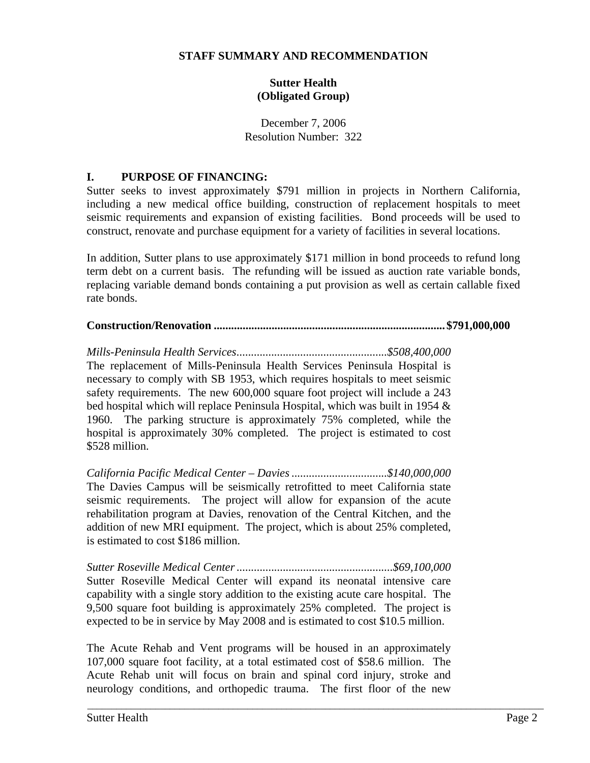**STAFF SUMMARY AND RECOMMENDATION**

**Sutter Health**
**(Obligated Group)**

December 7, 2006
Resolution Number: 322

## I. PURPOSE OF FINANCING:

Sutter seeks to invest approximately $791 million in projects in Northern California, including a new medical office building, construction of replacement hospitals to meet seismic requirements and expansion of existing facilities. Bond proceeds will be used to construct, renovate and purchase equipment for a variety of facilities in several locations.

In addition, Sutter plans to use approximately $171 million in bond proceeds to refund long term debt on a current basis. The refunding will be issued as auction rate variable bonds, replacing variable demand bonds containing a put provision as well as certain callable fixed rate bonds.

**Construction/Renovation ................................................................................ $791,000,000**

*Mills-Peninsula Health Services....................................................$508,400,000*
The replacement of Mills-Peninsula Health Services Peninsula Hospital is necessary to comply with SB 1953, which requires hospitals to meet seismic safety requirements. The new 600,000 square foot project will include a 243 bed hospital which will replace Peninsula Hospital, which was built in 1954 & 1960. The parking structure is approximately 75% completed, while the hospital is approximately 30% completed. The project is estimated to cost $528 million.

*California Pacific Medical Center – Davies .................................$140,000,000*
The Davies Campus will be seismically retrofitted to meet California state seismic requirements. The project will allow for expansion of the acute rehabilitation program at Davies, renovation of the Central Kitchen, and the addition of new MRI equipment. The project, which is about 25% completed, is estimated to cost $186 million.

*Sutter Roseville Medical Center ......................................................$69,100,000*
Sutter Roseville Medical Center will expand its neonatal intensive care capability with a single story addition to the existing acute care hospital. The 9,500 square foot building is approximately 25% completed. The project is expected to be in service by May 2008 and is estimated to cost $10.5 million.

The Acute Rehab and Vent programs will be housed in an approximately 107,000 square foot facility, at a total estimated cost of $58.6 million. The Acute Rehab unit will focus on brain and spinal cord injury, stroke and neurology conditions, and orthopedic trauma. The first floor of the new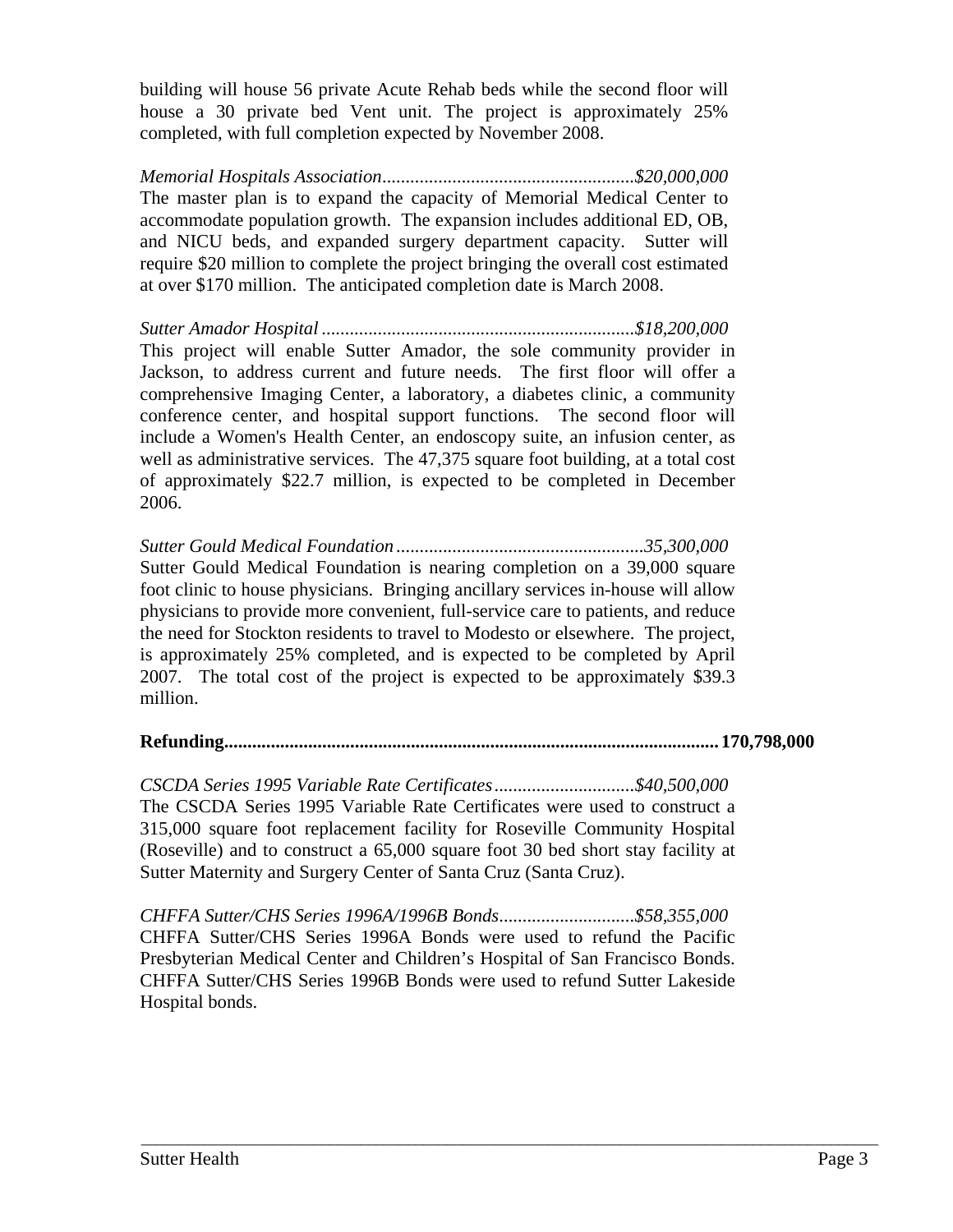building will house 56 private Acute Rehab beds while the second floor will house a 30 private bed Vent unit. The project is approximately 25% completed, with full completion expected by November 2008.

*Memorial Hospitals Association......................................................$20,000,000*
The master plan is to expand the capacity of Memorial Medical Center to accommodate population growth. The expansion includes additional ED, OB, and NICU beds, and expanded surgery department capacity. Sutter will require $20 million to complete the project bringing the overall cost estimated at over $170 million. The anticipated completion date is March 2008.

*Sutter Amador Hospital ...................................................................$18,200,000*
This project will enable Sutter Amador, the sole community provider in Jackson, to address current and future needs. The first floor will offer a comprehensive Imaging Center, a laboratory, a diabetes clinic, a community conference center, and hospital support functions. The second floor will include a Women's Health Center, an endoscopy suite, an infusion center, as well as administrative services. The 47,375 square foot building, at a total cost of approximately $22.7 million, is expected to be completed in December 2006.

*Sutter Gould Medical Foundation .....................................................35,300,000*
Sutter Gould Medical Foundation is nearing completion on a 39,000 square foot clinic to house physicians. Bringing ancillary services in-house will allow physicians to provide more convenient, full-service care to patients, and reduce the need for Stockton residents to travel to Modesto or elsewhere. The project, is approximately 25% completed, and is expected to be completed by April 2007. The total cost of the project is expected to be approximately $39.3 million.

**Refunding........................................................................................................ 170,798,000**

*CSCDA Series 1995 Variable Rate Certificates..............................$40,500,000*
The CSCDA Series 1995 Variable Rate Certificates were used to construct a 315,000 square foot replacement facility for Roseville Community Hospital (Roseville) and to construct a 65,000 square foot 30 bed short stay facility at Sutter Maternity and Surgery Center of Santa Cruz (Santa Cruz).

*CHFFA Sutter/CHS Series 1996A/1996B Bonds.............................$58,355,000*
CHFFA Sutter/CHS Series 1996A Bonds were used to refund the Pacific Presbyterian Medical Center and Children's Hospital of San Francisco Bonds. CHFFA Sutter/CHS Series 1996B Bonds were used to refund Sutter Lakeside Hospital bonds.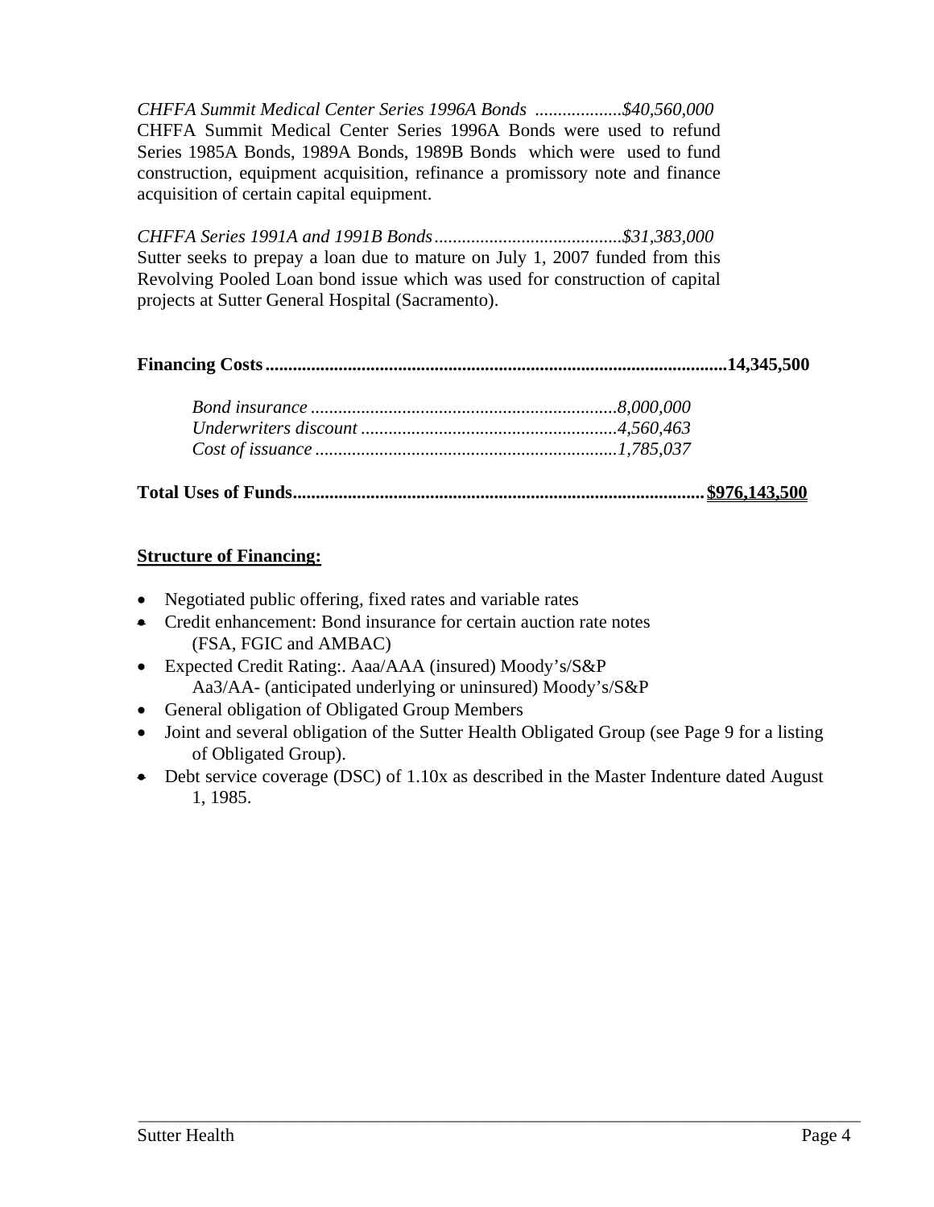*CHFFA Summit Medical Center Series 1996A Bonds ...................$40,560,000*
CHFFA Summit Medical Center Series 1996A Bonds were used to refund Series 1985A Bonds, 1989A Bonds, 1989B Bonds which were used to fund construction, equipment acquisition, refinance a promissory note and finance acquisition of certain capital equipment.

*CHFFA Series 1991A and 1991B Bonds.........................................$31,383,000*
Sutter seeks to prepay a loan due to mature on July 1, 2007 funded from this Revolving Pooled Loan bond issue which was used for construction of capital projects at Sutter General Hospital (Sacramento).

**Financing Costs...................................................................................................14,345,500**

> *Bond insurance ..................................................................8,000,000*
> *Underwriters discount ........................................................4,560,463*
> *Cost of issuance .................................................................1,785,037*

**Total Uses of Funds........................................................................................<u>$976,143,500</u>**

**<u>Structure of Financing:</u>**

- Negotiated public offering, fixed rates and variable rates
- Credit enhancement: Bond insurance for certain auction rate notes (FSA, FGIC and AMBAC)
- Expected Credit Rating:. Aaa/AAA (insured) Moody's/S&P
  Aa3/AA- (anticipated underlying or uninsured) Moody's/S&P
- General obligation of Obligated Group Members
- Joint and several obligation of the Sutter Health Obligated Group (see Page 9 for a listing of Obligated Group).
- Debt service coverage (DSC) of 1.10x as described in the Master Indenture dated August 1, 1985.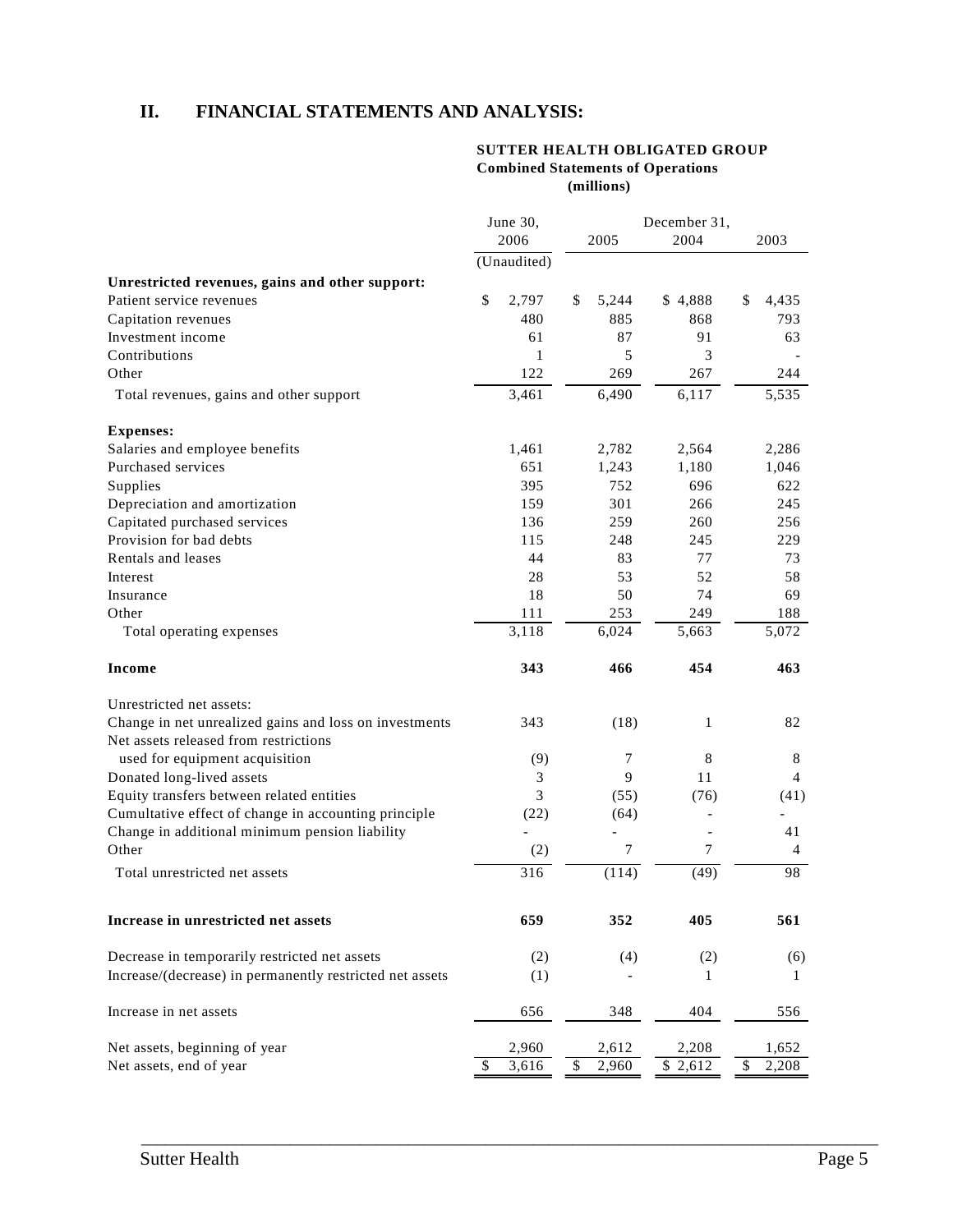## II. FINANCIAL STATEMENTS AND ANALYSIS:

**SUTTER HEALTH OBLIGATED GROUP**
**Combined Statements of Operations**
**(millions)**

| | June 30, 2006 (Unaudited) | December 31, 2005 | December 31, 2004 | December 31, 2003 |
|---|---|---|---|---|
| **Unrestricted revenues, gains and other support:** | | | | |
| Patient service revenues | $ 2,797 | $ 5,244 | $ 4,888 | $ 4,435 |
| Capitation revenues | 480 | 885 | 868 | 793 |
| Investment income | 61 | 87 | 91 | 63 |
| Contributions | 1 | 5 | 3 | - |
| Other | 122 | 269 | 267 | 244 |
| Total revenues, gains and other support | 3,461 | 6,490 | 6,117 | 5,535 |
| **Expenses:** | | | | |
| Salaries and employee benefits | 1,461 | 2,782 | 2,564 | 2,286 |
| Purchased services | 651 | 1,243 | 1,180 | 1,046 |
| Supplies | 395 | 752 | 696 | 622 |
| Depreciation and amortization | 159 | 301 | 266 | 245 |
| Capitated purchased services | 136 | 259 | 260 | 256 |
| Provision for bad debts | 115 | 248 | 245 | 229 |
| Rentals and leases | 44 | 83 | 77 | 73 |
| Interest | 28 | 53 | 52 | 58 |
| Insurance | 18 | 50 | 74 | 69 |
| Other | 111 | 253 | 249 | 188 |
| Total operating expenses | 3,118 | 6,024 | 5,663 | 5,072 |
| **Income** | **343** | **466** | **454** | **463** |
| Unrestricted net assets: | | | | |
| Change in net unrealized gains and loss on investments | 343 | (18) | 1 | 82 |
| Net assets released from restrictions used for equipment acquisition | (9) | 7 | 8 | 8 |
| Donated long-lived assets | 3 | 9 | 11 | 4 |
| Equity transfers between related entities | 3 | (55) | (76) | (41) |
| Cumultative effect of change in accounting principle | (22) | (64) | - | - |
| Change in additional minimum pension liability | - | - | - | 41 |
| Other | (2) | 7 | 7 | 4 |
| Total unrestricted net assets | 316 | (114) | (49) | 98 |
| **Increase in unrestricted net assets** | **659** | **352** | **405** | **561** |
| Decrease in temporarily restricted net assets | (2) | (4) | (2) | (6) |
| Increase/(decrease) in permanently restricted net assets | (1) | - | 1 | 1 |
| Increase in net assets | 656 | 348 | 404 | 556 |
| Net assets, beginning of year | 2,960 | 2,612 | 2,208 | 1,652 |
| Net assets, end of year | $ 3,616 | $ 2,960 | $ 2,612 | $ 2,208 |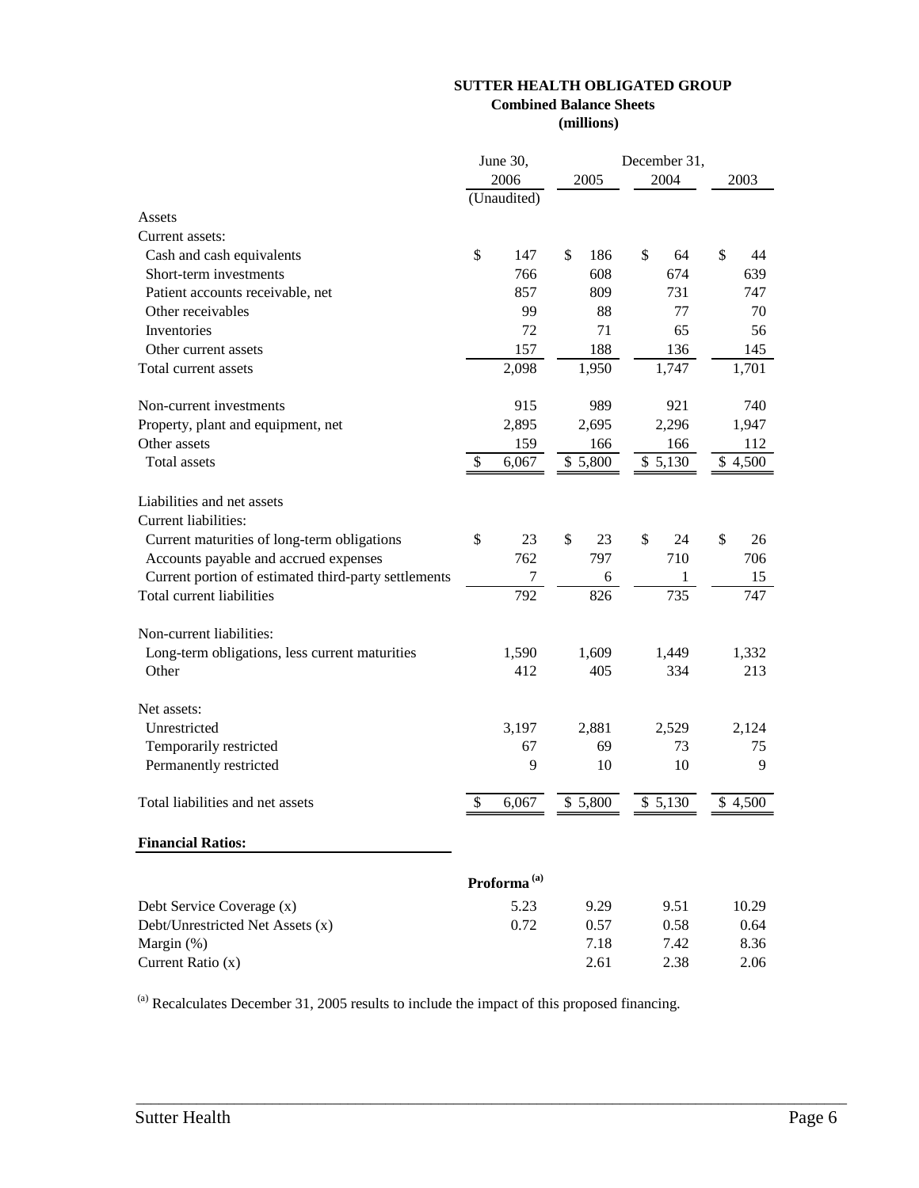# SUTTER HEALTH OBLIGATED GROUP

## Combined Balance Sheets

### (millions)

| | June 30, 2006 (Unaudited) | December 31, 2005 | December 31, 2004 | December 31, 2003 |
|---|---|---|---|---|
| **Assets** | | | | |
| Current assets: | | | | |
| Cash and cash equivalents | $ 147 | $ 186 | $ 64 | $ 44 |
| Short-term investments | 766 | 608 | 674 | 639 |
| Patient accounts receivable, net | 857 | 809 | 731 | 747 |
| Other receivables | 99 | 88 | 77 | 70 |
| Inventories | 72 | 71 | 65 | 56 |
| Other current assets | 157 | 188 | 136 | 145 |
| Total current assets | 2,098 | 1,950 | 1,747 | 1,701 |
| Non-current investments | 915 | 989 | 921 | 740 |
| Property, plant and equipment, net | 2,895 | 2,695 | 2,296 | 1,947 |
| Other assets | 159 | 166 | 166 | 112 |
| Total assets | $ 6,067 | $ 5,800 | $ 5,130 | $ 4,500 |
| **Liabilities and net assets** | | | | |
| Current liabilities: | | | | |
| Current maturities of long-term obligations | $ 23 | $ 23 | $ 24 | $ 26 |
| Accounts payable and accrued expenses | 762 | 797 | 710 | 706 |
| Current portion of estimated third-party settlements | 7 | 6 | 1 | 15 |
| Total current liabilities | 792 | 826 | 735 | 747 |
| Non-current liabilities: | | | | |
| Long-term obligations, less current maturities | 1,590 | 1,609 | 1,449 | 1,332 |
| Other | 412 | 405 | 334 | 213 |
| Net assets: | | | | |
| Unrestricted | 3,197 | 2,881 | 2,529 | 2,124 |
| Temporarily restricted | 67 | 69 | 73 | 75 |
| Permanently restricted | 9 | 10 | 10 | 9 |
| Total liabilities and net assets | $ 6,067 | $ 5,800 | $ 5,130 | $ 4,500 |

**Financial Ratios:**

| | Proforma [a] | 2005 | 2004 | 2003 |
|---|---|---|---|---|
| Debt Service Coverage (x) | 5.23 | 9.29 | 9.51 | 10.29 |
| Debt/Unrestricted Net Assets (x) | 0.72 | 0.57 | 0.58 | 0.64 |
| Margin (%) | | 7.18 | 7.42 | 8.36 |
| Current Ratio (x) | | 2.61 | 2.38 | 2.06 |

[a] Recalculates December 31, 2005 results to include the impact of this proposed financing.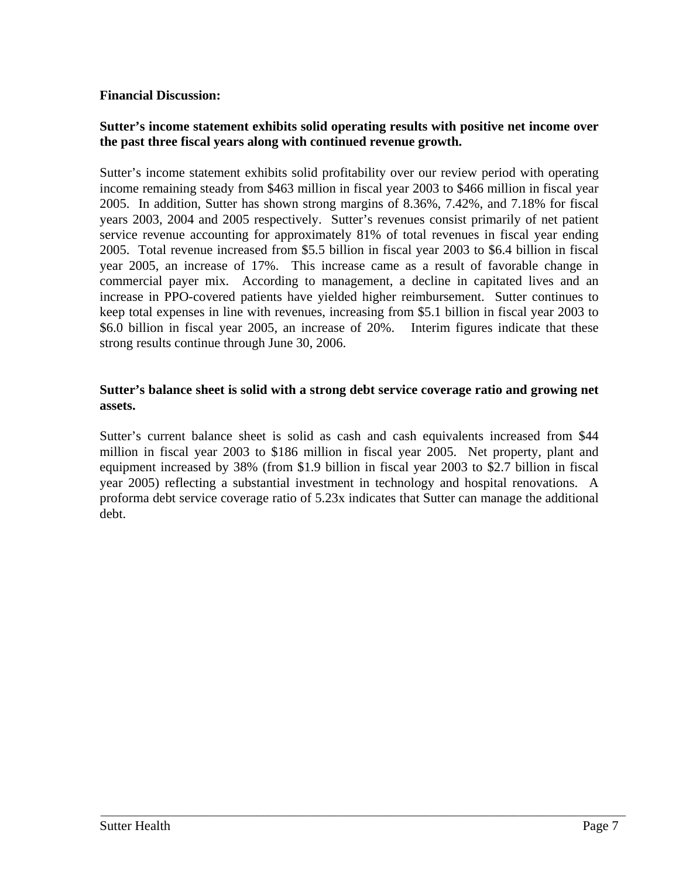**Financial Discussion:**

**Sutter's income statement exhibits solid operating results with positive net income over the past three fiscal years along with continued revenue growth.**

Sutter's income statement exhibits solid profitability over our review period with operating income remaining steady from $463 million in fiscal year 2003 to $466 million in fiscal year 2005. In addition, Sutter has shown strong margins of 8.36%, 7.42%, and 7.18% for fiscal years 2003, 2004 and 2005 respectively. Sutter's revenues consist primarily of net patient service revenue accounting for approximately 81% of total revenues in fiscal year ending 2005. Total revenue increased from $5.5 billion in fiscal year 2003 to $6.4 billion in fiscal year 2005, an increase of 17%. This increase came as a result of favorable change in commercial payer mix. According to management, a decline in capitated lives and an increase in PPO-covered patients have yielded higher reimbursement. Sutter continues to keep total expenses in line with revenues, increasing from $5.1 billion in fiscal year 2003 to $6.0 billion in fiscal year 2005, an increase of 20%. Interim figures indicate that these strong results continue through June 30, 2006.

**Sutter's balance sheet is solid with a strong debt service coverage ratio and growing net assets.**

Sutter's current balance sheet is solid as cash and cash equivalents increased from $44 million in fiscal year 2003 to $186 million in fiscal year 2005. Net property, plant and equipment increased by 38% (from $1.9 billion in fiscal year 2003 to $2.7 billion in fiscal year 2005) reflecting a substantial investment in technology and hospital renovations. A proforma debt service coverage ratio of 5.23x indicates that Sutter can manage the additional debt.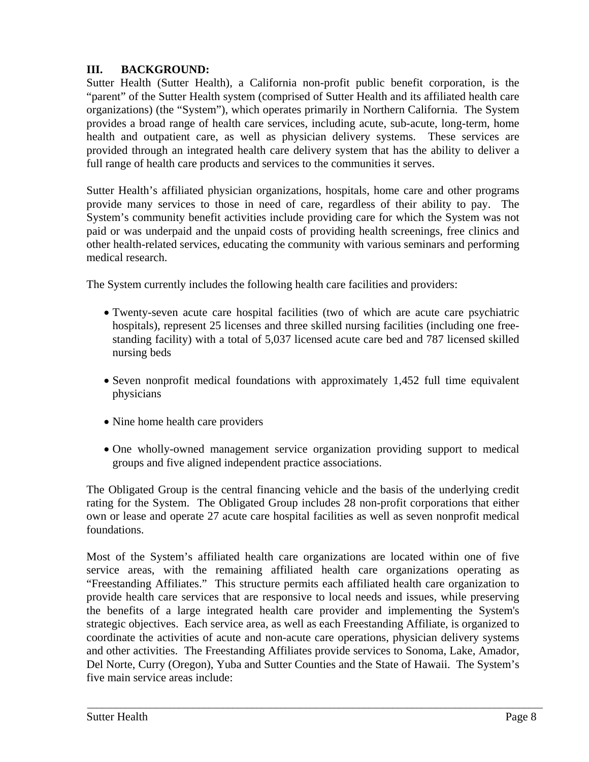## III. BACKGROUND:

Sutter Health (Sutter Health), a California non-profit public benefit corporation, is the "parent" of the Sutter Health system (comprised of Sutter Health and its affiliated health care organizations) (the "System"), which operates primarily in Northern California. The System provides a broad range of health care services, including acute, sub-acute, long-term, home health and outpatient care, as well as physician delivery systems. These services are provided through an integrated health care delivery system that has the ability to deliver a full range of health care products and services to the communities it serves.

Sutter Health's affiliated physician organizations, hospitals, home care and other programs provide many services to those in need of care, regardless of their ability to pay. The System's community benefit activities include providing care for which the System was not paid or was underpaid and the unpaid costs of providing health screenings, free clinics and other health-related services, educating the community with various seminars and performing medical research.

The System currently includes the following health care facilities and providers:

- Twenty-seven acute care hospital facilities (two of which are acute care psychiatric hospitals), represent 25 licenses and three skilled nursing facilities (including one free-standing facility) with a total of 5,037 licensed acute care bed and 787 licensed skilled nursing beds
- Seven nonprofit medical foundations with approximately 1,452 full time equivalent physicians
- Nine home health care providers
- One wholly-owned management service organization providing support to medical groups and five aligned independent practice associations.

The Obligated Group is the central financing vehicle and the basis of the underlying credit rating for the System. The Obligated Group includes 28 non-profit corporations that either own or lease and operate 27 acute care hospital facilities as well as seven nonprofit medical foundations.

Most of the System's affiliated health care organizations are located within one of five service areas, with the remaining affiliated health care organizations operating as "Freestanding Affiliates." This structure permits each affiliated health care organization to provide health care services that are responsive to local needs and issues, while preserving the benefits of a large integrated health care provider and implementing the System's strategic objectives. Each service area, as well as each Freestanding Affiliate, is organized to coordinate the activities of acute and non-acute care operations, physician delivery systems and other activities. The Freestanding Affiliates provide services to Sonoma, Lake, Amador, Del Norte, Curry (Oregon), Yuba and Sutter Counties and the State of Hawaii. The System's five main service areas include: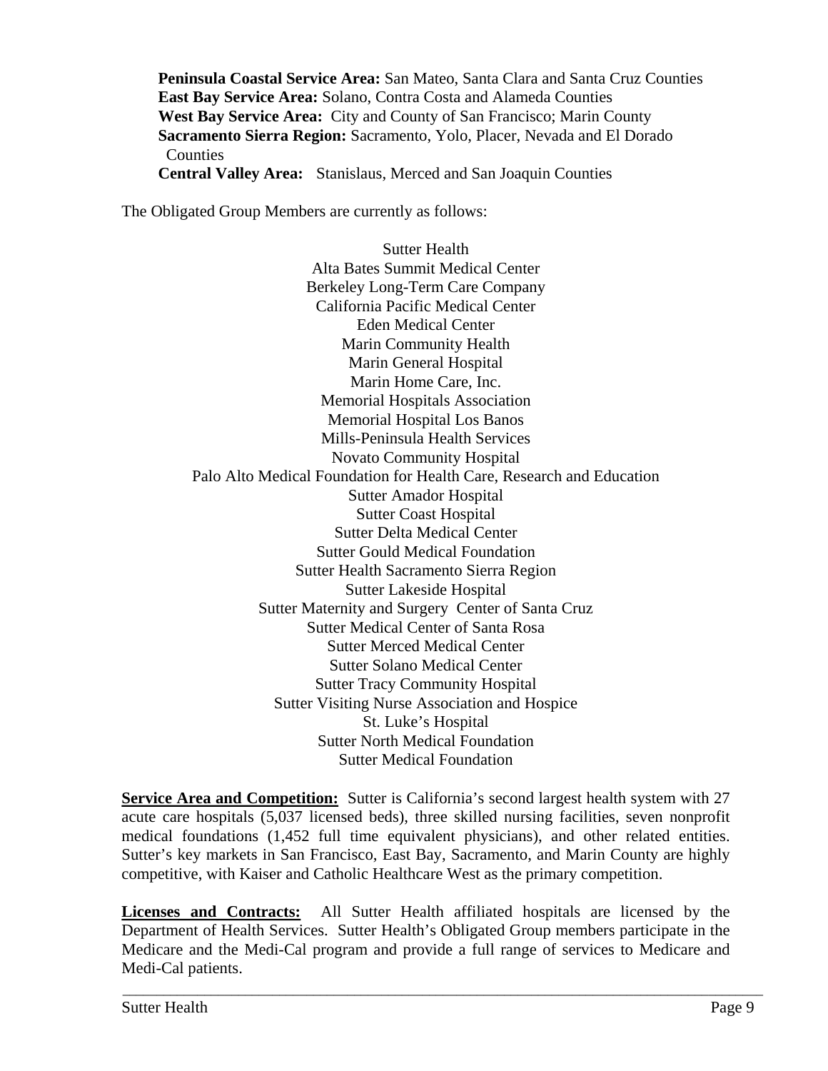**Peninsula Coastal Service Area:** San Mateo, Santa Clara and Santa Cruz Counties
**East Bay Service Area:** Solano, Contra Costa and Alameda Counties
**West Bay Service Area:** City and County of San Francisco; Marin County
**Sacramento Sierra Region:** Sacramento, Yolo, Placer, Nevada and El Dorado Counties
**Central Valley Area:** Stanislaus, Merced and San Joaquin Counties

The Obligated Group Members are currently as follows:

Sutter Health
Alta Bates Summit Medical Center
Berkeley Long-Term Care Company
California Pacific Medical Center
Eden Medical Center
Marin Community Health
Marin General Hospital
Marin Home Care, Inc.
Memorial Hospitals Association
Memorial Hospital Los Banos
Mills-Peninsula Health Services
Novato Community Hospital
Palo Alto Medical Foundation for Health Care, Research and Education
Sutter Amador Hospital
Sutter Coast Hospital
Sutter Delta Medical Center
Sutter Gould Medical Foundation
Sutter Health Sacramento Sierra Region
Sutter Lakeside Hospital
Sutter Maternity and Surgery Center of Santa Cruz
Sutter Medical Center of Santa Rosa
Sutter Merced Medical Center
Sutter Solano Medical Center
Sutter Tracy Community Hospital
Sutter Visiting Nurse Association and Hospice
St. Luke's Hospital
Sutter North Medical Foundation
Sutter Medical Foundation

**Service Area and Competition:** Sutter is California's second largest health system with 27 acute care hospitals (5,037 licensed beds), three skilled nursing facilities, seven nonprofit medical foundations (1,452 full time equivalent physicians), and other related entities. Sutter's key markets in San Francisco, East Bay, Sacramento, and Marin County are highly competitive, with Kaiser and Catholic Healthcare West as the primary competition.

**Licenses and Contracts:** All Sutter Health affiliated hospitals are licensed by the Department of Health Services. Sutter Health's Obligated Group members participate in the Medicare and the Medi-Cal program and provide a full range of services to Medicare and Medi-Cal patients.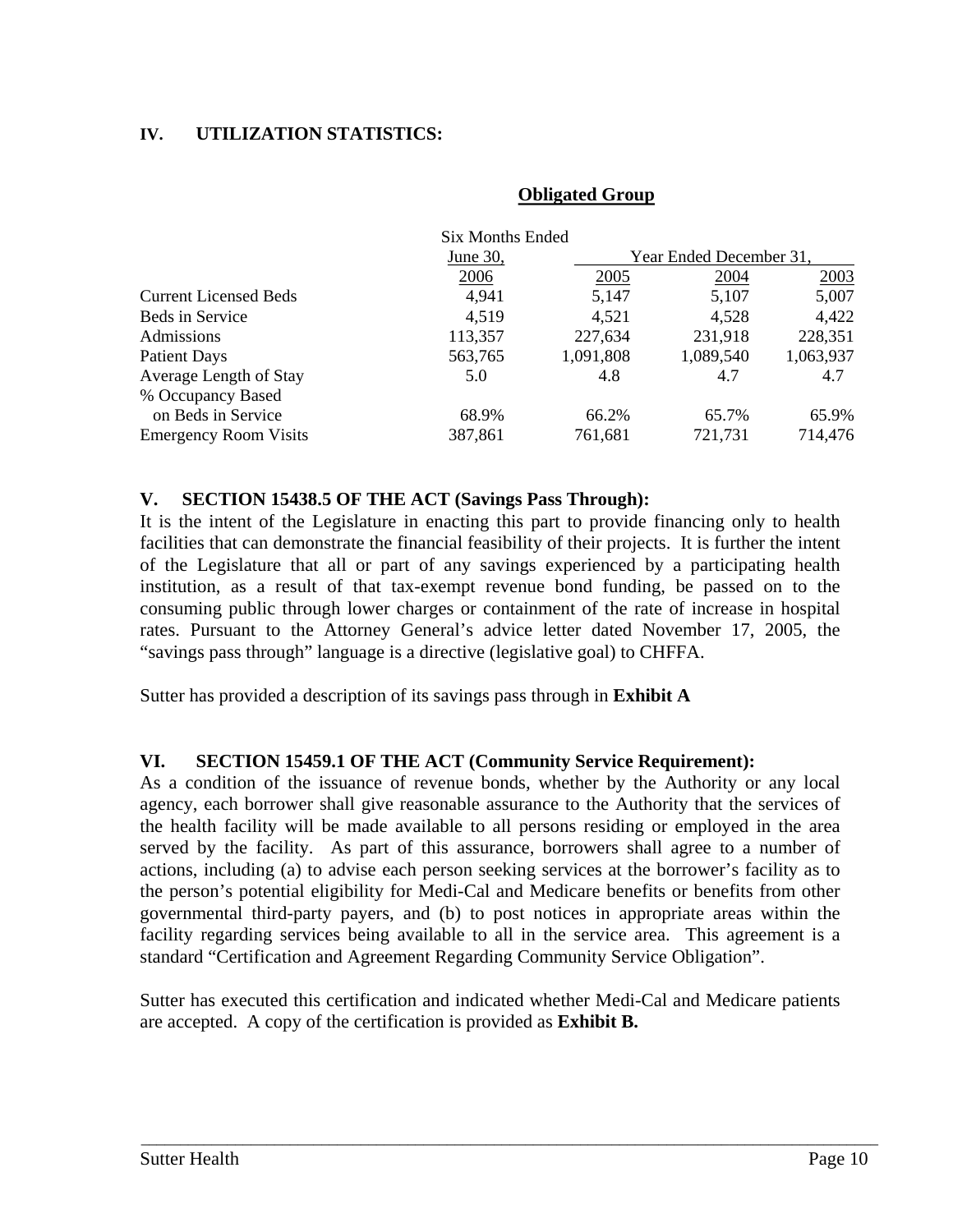## IV. UTILIZATION STATISTICS:

**Obligated Group**

| | Six Months Ended June 30, | Year Ended December 31, | | |
|---|---|---|---|---|
| | 2006 | 2005 | 2004 | 2003 |
| Current Licensed Beds | 4,941 | 5,147 | 5,107 | 5,007 |
| Beds in Service | 4,519 | 4,521 | 4,528 | 4,422 |
| Admissions | 113,357 | 227,634 | 231,918 | 228,351 |
| Patient Days | 563,765 | 1,091,808 | 1,089,540 | 1,063,937 |
| Average Length of Stay | 5.0 | 4.8 | 4.7 | 4.7 |
| % Occupancy Based on Beds in Service | 68.9% | 66.2% | 65.7% | 65.9% |
| Emergency Room Visits | 387,861 | 761,681 | 721,731 | 714,476 |

## V. SECTION 15438.5 OF THE ACT (Savings Pass Through):

It is the intent of the Legislature in enacting this part to provide financing only to health facilities that can demonstrate the financial feasibility of their projects. It is further the intent of the Legislature that all or part of any savings experienced by a participating health institution, as a result of that tax-exempt revenue bond funding, be passed on to the consuming public through lower charges or containment of the rate of increase in hospital rates. Pursuant to the Attorney General's advice letter dated November 17, 2005, the "savings pass through" language is a directive (legislative goal) to CHFFA.

Sutter has provided a description of its savings pass through in **Exhibit A**

## VI. SECTION 15459.1 OF THE ACT (Community Service Requirement):

As a condition of the issuance of revenue bonds, whether by the Authority or any local agency, each borrower shall give reasonable assurance to the Authority that the services of the health facility will be made available to all persons residing or employed in the area served by the facility. As part of this assurance, borrowers shall agree to a number of actions, including (a) to advise each person seeking services at the borrower's facility as to the person's potential eligibility for Medi-Cal and Medicare benefits or benefits from other governmental third-party payers, and (b) to post notices in appropriate areas within the facility regarding services being available to all in the service area. This agreement is a standard "Certification and Agreement Regarding Community Service Obligation".

Sutter has executed this certification and indicated whether Medi-Cal and Medicare patients are accepted. A copy of the certification is provided as **Exhibit B.**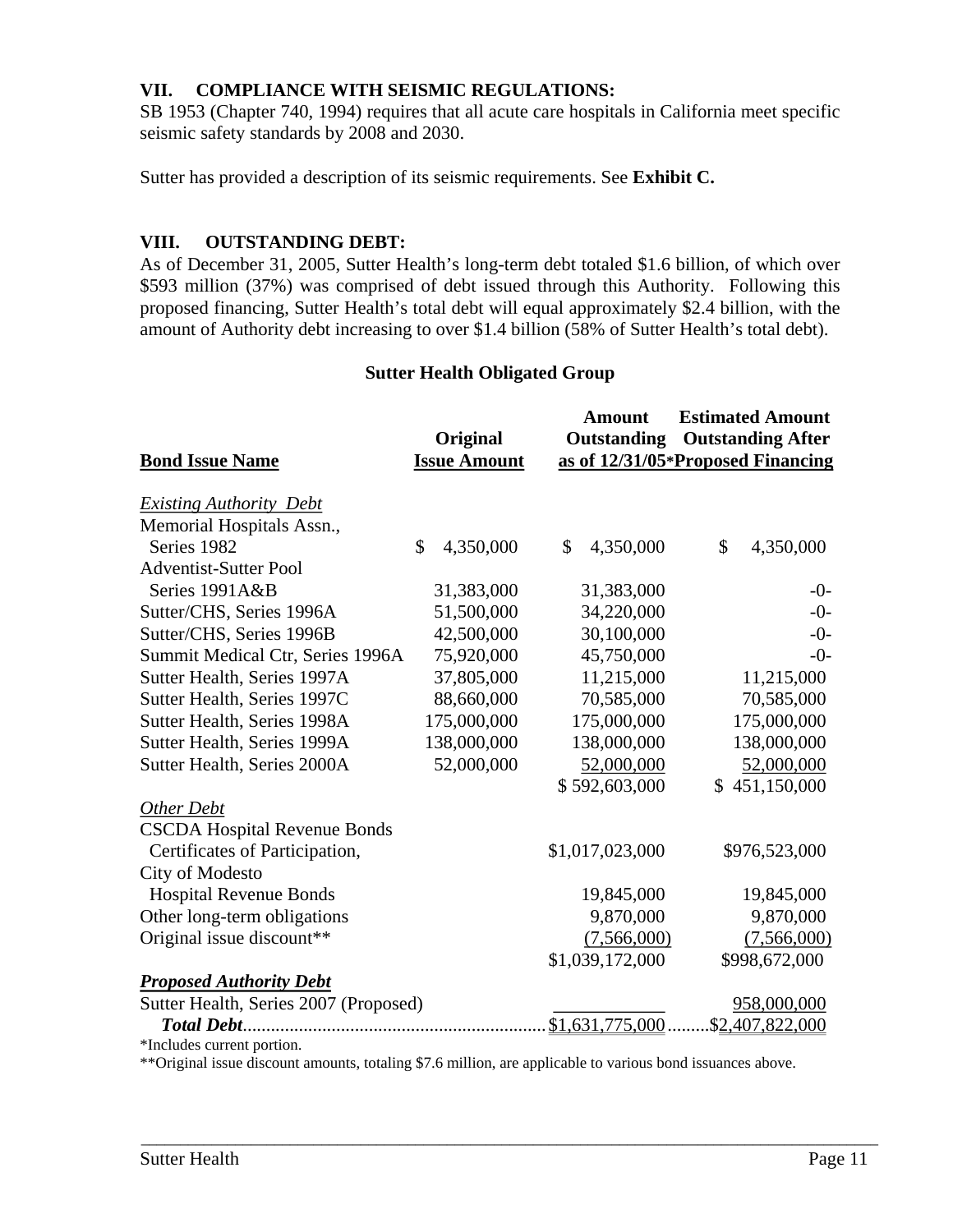## VII. COMPLIANCE WITH SEISMIC REGULATIONS:

SB 1953 (Chapter 740, 1994) requires that all acute care hospitals in California meet specific seismic safety standards by 2008 and 2030.

Sutter has provided a description of its seismic requirements. See **Exhibit C.**

## VIII. OUTSTANDING DEBT:

As of December 31, 2005, Sutter Health's long-term debt totaled $1.6 billion, of which over $593 million (37%) was comprised of debt issued through this Authority. Following this proposed financing, Sutter Health's total debt will equal approximately $2.4 billion, with the amount of Authority debt increasing to over $1.4 billion (58% of Sutter Health's total debt).

**Sutter Health Obligated Group**

| Bond Issue Name | Original Issue Amount | Amount Outstanding as of 12/31/05* | Estimated Amount Outstanding After Proposed Financing |
|---|---|---|---|
| *Existing Authority Debt* | | | |
| Memorial Hospitals Assn., Series 1982 | $ 4,350,000 | $ 4,350,000 | $ 4,350,000 |
| Adventist-Sutter Pool Series 1991A&B | 31,383,000 | 31,383,000 | -0- |
| Sutter/CHS, Series 1996A | 51,500,000 | 34,220,000 | -0- |
| Sutter/CHS, Series 1996B | 42,500,000 | 30,100,000 | -0- |
| Summit Medical Ctr, Series 1996A | 75,920,000 | 45,750,000 | -0- |
| Sutter Health, Series 1997A | 37,805,000 | 11,215,000 | 11,215,000 |
| Sutter Health, Series 1997C | 88,660,000 | 70,585,000 | 70,585,000 |
| Sutter Health, Series 1998A | 175,000,000 | 175,000,000 | 175,000,000 |
| Sutter Health, Series 1999A | 138,000,000 | 138,000,000 | 138,000,000 |
| Sutter Health, Series 2000A | 52,000,000 | 52,000,000 | 52,000,000 |
| | | $ 592,603,000 | $ 451,150,000 |
| *Other Debt* | | | |
| CSCDA Hospital Revenue Bonds Certificates of Participation, | | $1,017,023,000 | $976,523,000 |
| City of Modesto Hospital Revenue Bonds | | 19,845,000 | 19,845,000 |
| Other long-term obligations | | 9,870,000 | 9,870,000 |
| Original issue discount** | | (7,566,000) | (7,566,000) |
| | | $1,039,172,000 | $998,672,000 |
| ***Proposed Authority Debt*** | | | |
| Sutter Health, Series 2007 (Proposed) | | | 958,000,000 |
| ***Total Debt*** | | $1,631,775,000 | $2,407,822,000 |

*Includes current portion.

**Original issue discount amounts, totaling $7.6 million, are applicable to various bond issuances above.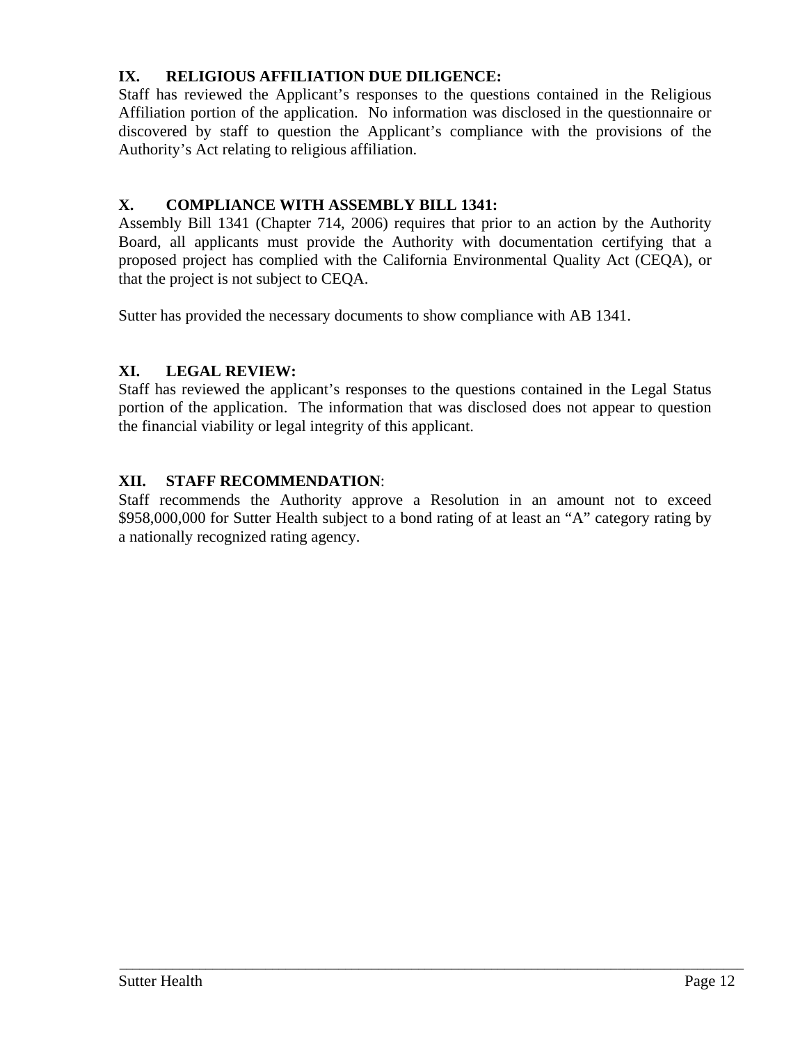## IX. RELIGIOUS AFFILIATION DUE DILIGENCE:

Staff has reviewed the Applicant's responses to the questions contained in the Religious Affiliation portion of the application. No information was disclosed in the questionnaire or discovered by staff to question the Applicant's compliance with the provisions of the Authority's Act relating to religious affiliation.

## X. COMPLIANCE WITH ASSEMBLY BILL 1341:

Assembly Bill 1341 (Chapter 714, 2006) requires that prior to an action by the Authority Board, all applicants must provide the Authority with documentation certifying that a proposed project has complied with the California Environmental Quality Act (CEQA), or that the project is not subject to CEQA.

Sutter has provided the necessary documents to show compliance with AB 1341.

## XI. LEGAL REVIEW:

Staff has reviewed the applicant's responses to the questions contained in the Legal Status portion of the application. The information that was disclosed does not appear to question the financial viability or legal integrity of this applicant.

## XII. STAFF RECOMMENDATION:

Staff recommends the Authority approve a Resolution in an amount not to exceed $958,000,000 for Sutter Health subject to a bond rating of at least an "A" category rating by a nationally recognized rating agency.